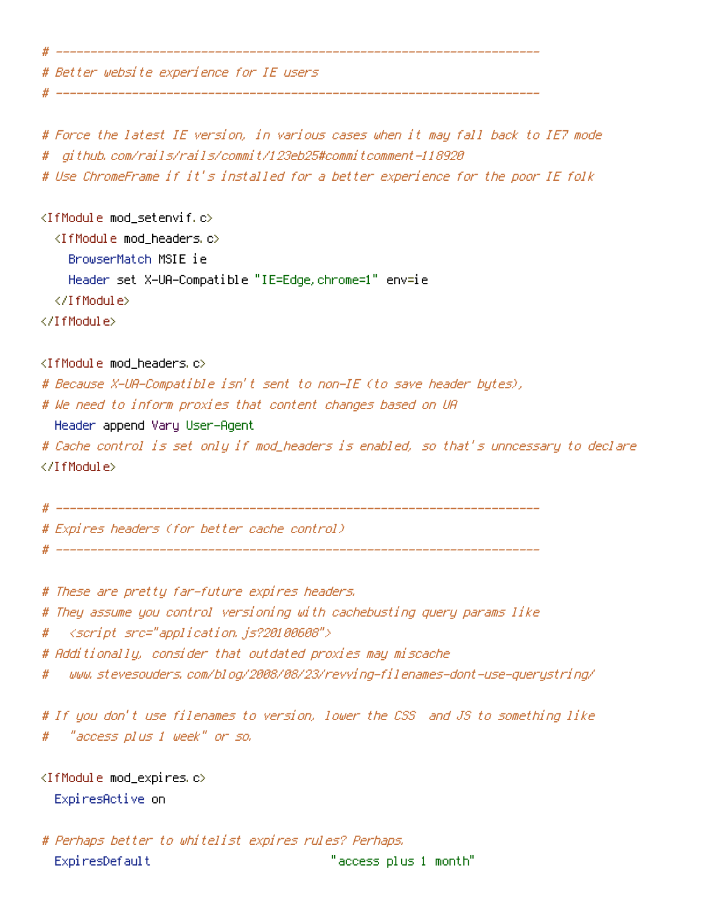```apache
# ----------------------------------------------------------------------
# Better website experience for IE users
# ----------------------------------------------------------------------

# Force the latest IE version, in various cases when it may fall back to IE7 mode
#  github.com/rails/rails/commit/123eb25#commitcomment-118920
# Use ChromeFrame if it's installed for a better experience for the poor IE folk

<IfModule mod_setenvif.c>
  <IfModule mod_headers.c>
    BrowserMatch MSIE ie
    Header set X-UA-Compatible "IE=Edge,chrome=1" env=ie
  </IfModule>
</IfModule>

<IfModule mod_headers.c>
# Because X-UA-Compatible isn't sent to non-IE (to save header bytes),
# We need to inform proxies that content changes based on UA
  Header append Vary User-Agent
# Cache control is set only if mod_headers is enabled, so that's unncessary to declare
</IfModule>

# ----------------------------------------------------------------------
# Expires headers (for better cache control)
# ----------------------------------------------------------------------

# These are pretty far-future expires headers.
# They assume you control versioning with cachebusting query params like
#   <script src="application.js?20100608">
# Additionally, consider that outdated proxies may miscache
#   www.stevesouders.com/blog/2008/08/23/revving-filenames-dont-use-querystring/

# If you don't use filenames to version, lower the CSS  and JS to something like
#   "access plus 1 week" or so.

<IfModule mod_expires.c>
  ExpiresActive on

# Perhaps better to whitelist expires rules? Perhaps.
  ExpiresDefault                          "access plus 1 month"
```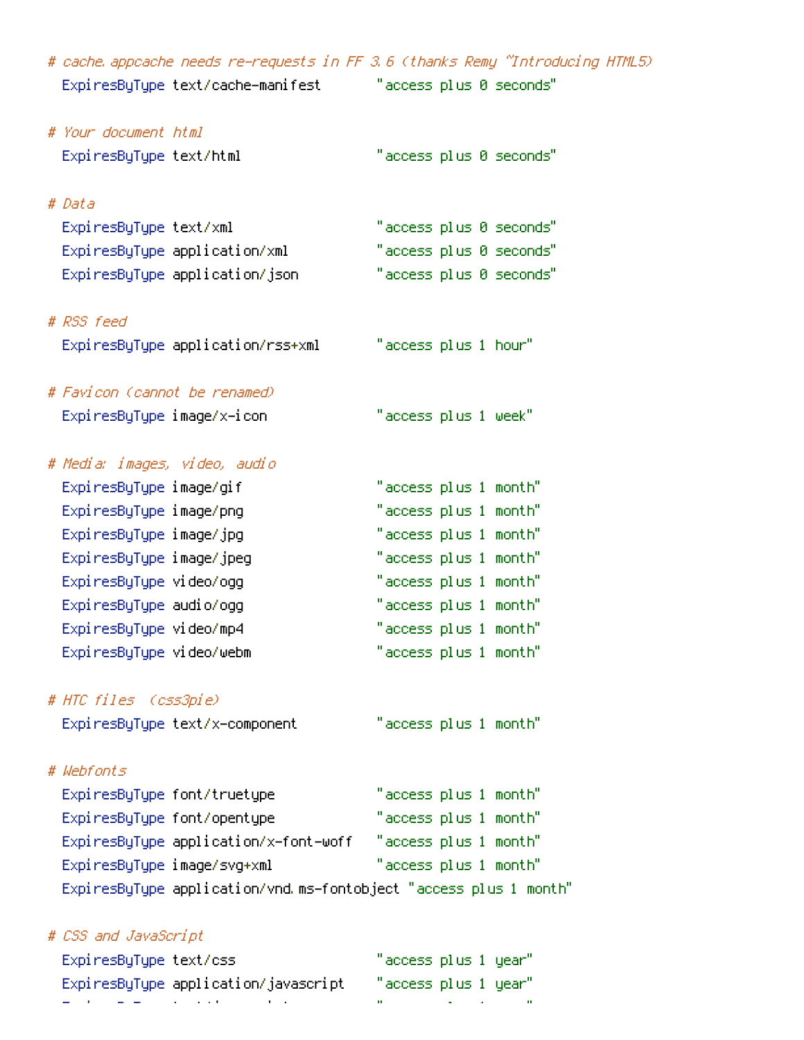```
# cache.appcache needs re-requests in FF 3.6 (thanks Remy ~Introducing HTML5)
  ExpiresByType text/cache-manifest       "access plus 0 seconds"

# Your document html
  ExpiresByType text/html                 "access plus 0 seconds"

# Data
  ExpiresByType text/xml                  "access plus 0 seconds"
  ExpiresByType application/xml           "access plus 0 seconds"
  ExpiresByType application/json          "access plus 0 seconds"

# RSS feed
  ExpiresByType application/rss+xml       "access plus 1 hour"

# Favicon (cannot be renamed)
  ExpiresByType image/x-icon              "access plus 1 week"

# Media: images, video, audio
  ExpiresByType image/gif                 "access plus 1 month"
  ExpiresByType image/png                 "access plus 1 month"
  ExpiresByType image/jpg                 "access plus 1 month"
  ExpiresByType image/jpeg                "access plus 1 month"
  ExpiresByType video/ogg                 "access plus 1 month"
  ExpiresByType audio/ogg                 "access plus 1 month"
  ExpiresByType video/mp4                 "access plus 1 month"
  ExpiresByType video/webm                "access plus 1 month"

# HTC files  (css3pie)
  ExpiresByType text/x-component          "access plus 1 month"

# Webfonts
  ExpiresByType font/truetype             "access plus 1 month"
  ExpiresByType font/opentype             "access plus 1 month"
  ExpiresByType application/x-font-woff   "access plus 1 month"
  ExpiresByType image/svg+xml             "access plus 1 month"
  ExpiresByType application/vnd.ms-fontobject "access plus 1 month"

# CSS and JavaScript
  ExpiresByType text/css                  "access plus 1 year"
  ExpiresByType application/javascript    "access plus 1 year"
```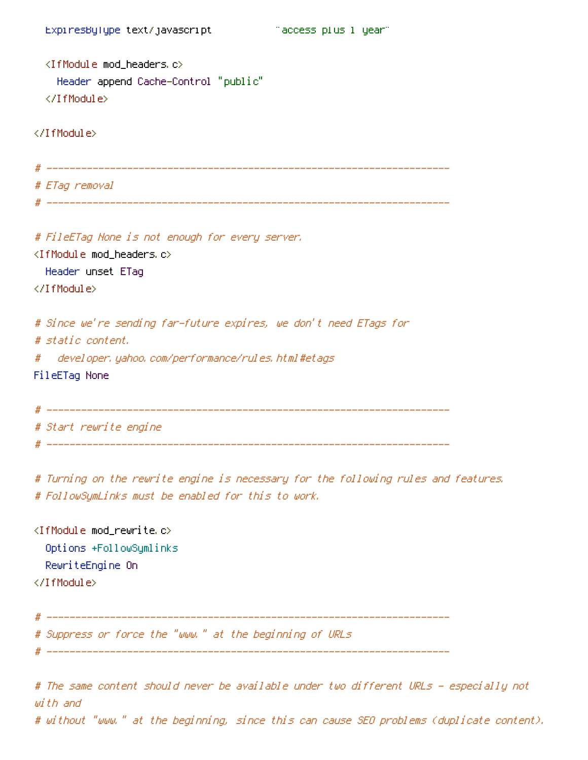```
  ExpiresByType text/javascript           "access plus 1 year"

  <IfModule mod_headers.c>
    Header append Cache-Control "public"
  </IfModule>

</IfModule>

# ----------------------------------------------------------------------
# ETag removal
# ----------------------------------------------------------------------

# FileETag None is not enough for every server.
<IfModule mod_headers.c>
  Header unset ETag
</IfModule>

# Since we're sending far-future expires, we don't need ETags for
# static content.
#   developer.yahoo.com/performance/rules.html#etags
FileETag None

# ----------------------------------------------------------------------
# Start rewrite engine
# ----------------------------------------------------------------------

# Turning on the rewrite engine is necessary for the following rules and features.
# FollowSymLinks must be enabled for this to work.

<IfModule mod_rewrite.c>
  Options +FollowSymlinks
  RewriteEngine On
</IfModule>

# ----------------------------------------------------------------------
# Suppress or force the "www." at the beginning of URLs
# ----------------------------------------------------------------------

# The same content should never be available under two different URLs - especially not
with and
# without "www." at the beginning, since this can cause SEO problems (duplicate content).
```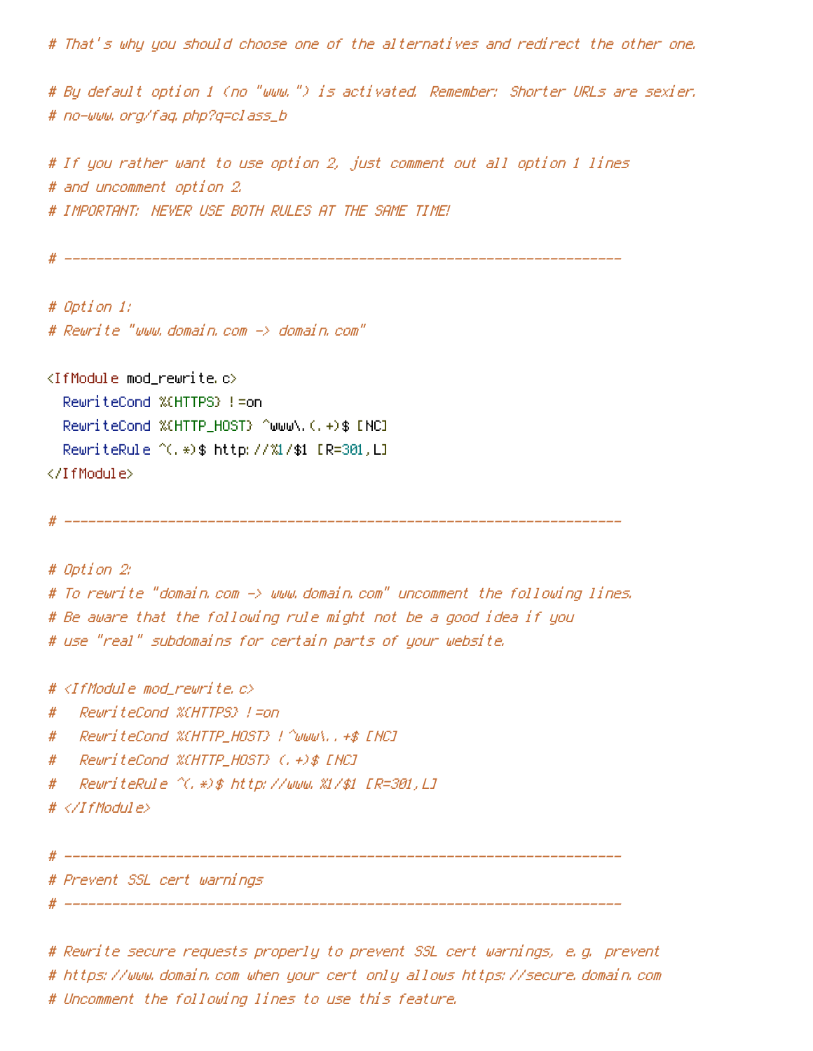```
# That's why you should choose one of the alternatives and redirect the other one.

# By default option 1 (no "www.") is activated. Remember: Shorter URLs are sexier.
# no-www.org/faq.php?q=class_b

# If you rather want to use option 2, just comment out all option 1 lines
# and uncomment option 2.
# IMPORTANT: NEVER USE BOTH RULES AT THE SAME TIME!

# ----------------------------------------------------------------------

# Option 1:
# Rewrite "www.domain.com -> domain.com"

<IfModule mod_rewrite.c>
  RewriteCond %{HTTPS} !=on
  RewriteCond %{HTTP_HOST} ^www\.(.+)$ [NC]
  RewriteRule ^(.*)$ http://%1/$1 [R=301,L]
</IfModule>

# ----------------------------------------------------------------------

# Option 2:
# To rewrite "domain.com -> www.domain.com" uncomment the following lines.
# Be aware that the following rule might not be a good idea if you
# use "real" subdomains for certain parts of your website.

# <IfModule mod_rewrite.c>
#   RewriteCond %{HTTPS} !=on
#   RewriteCond %{HTTP_HOST} !^www\..+$ [NC]
#   RewriteCond %{HTTP_HOST} (.+)$ [NC]
#   RewriteRule ^(.*)$ http://www.%1/$1 [R=301,L]
# </IfModule>

# ----------------------------------------------------------------------
# Prevent SSL cert warnings
# ----------------------------------------------------------------------

# Rewrite secure requests properly to prevent SSL cert warnings, e.g. prevent
# https://www.domain.com when your cert only allows https://secure.domain.com
# Uncomment the following lines to use this feature.
```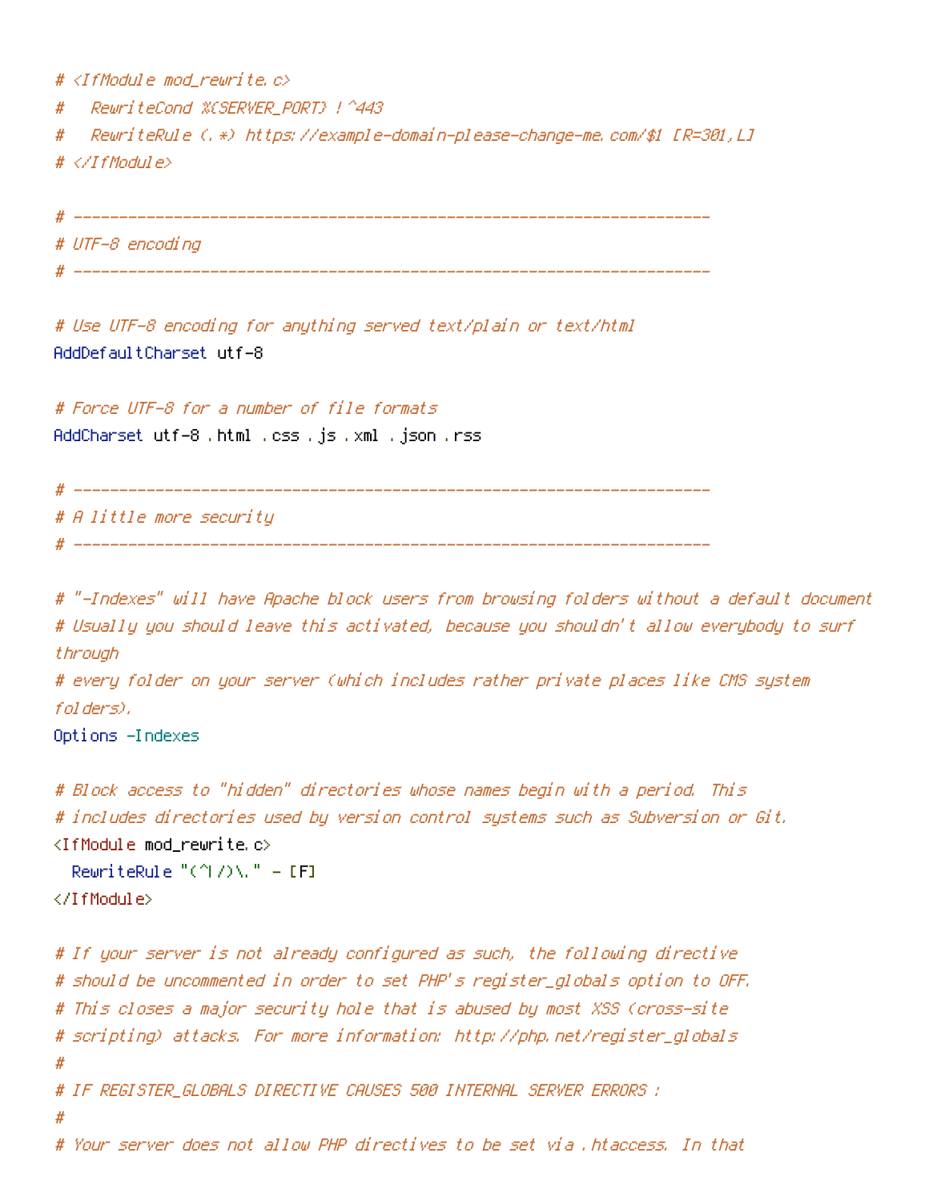```
# <IfModule mod_rewrite.c>
#   RewriteCond %{SERVER_PORT} !^443
#   RewriteRule (.*) https://example-domain-please-change-me.com/$1 [R=301,L]
# </IfModule>

# ----------------------------------------------------------------------
# UTF-8 encoding
# ----------------------------------------------------------------------

# Use UTF-8 encoding for anything served text/plain or text/html
AddDefaultCharset utf-8

# Force UTF-8 for a number of file formats
AddCharset utf-8 .html .css .js .xml .json .rss

# ----------------------------------------------------------------------
# A little more security
# ----------------------------------------------------------------------

# "-Indexes" will have Apache block users from browsing folders without a default document
# Usually you should leave this activated, because you shouldn't allow everybody to surf
through
# every folder on your server (which includes rather private places like CMS system
folders).
Options -Indexes

# Block access to "hidden" directories whose names begin with a period. This
# includes directories used by version control systems such as Subversion or Git.
<IfModule mod_rewrite.c>
  RewriteRule "(^|/)\." - [F]
</IfModule>

# If your server is not already configured as such, the following directive
# should be uncommented in order to set PHP's register_globals option to OFF.
# This closes a major security hole that is abused by most XSS (cross-site
# scripting) attacks. For more information: http://php.net/register_globals
#
# IF REGISTER_GLOBALS DIRECTIVE CAUSES 500 INTERNAL SERVER ERRORS :
#
# Your server does not allow PHP directives to be set via .htaccess. In that
```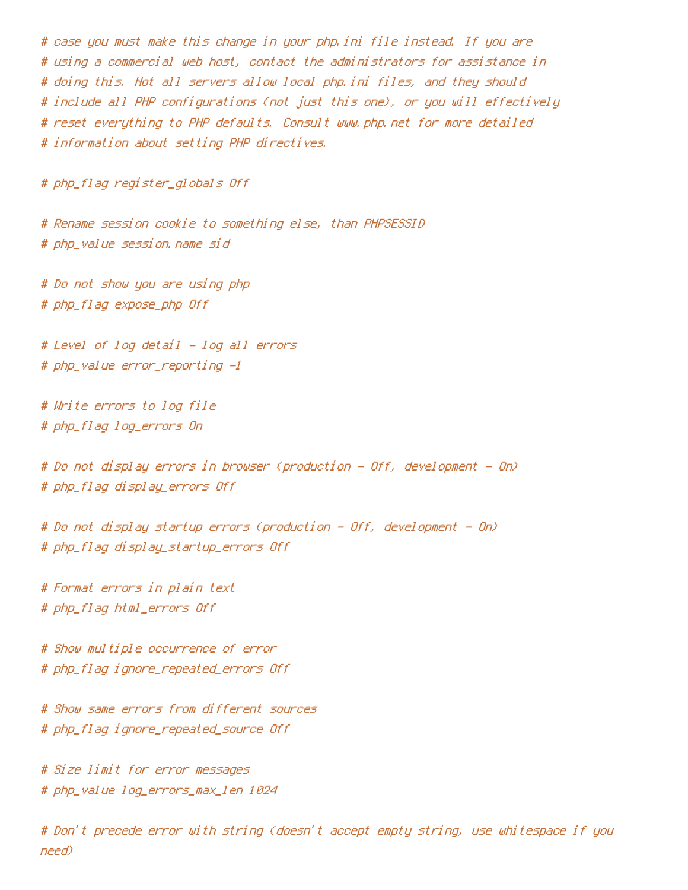```
# case you must make this change in your php.ini file instead. If you are
# using a commercial web host, contact the administrators for assistance in
# doing this. Not all servers allow local php.ini files, and they should
# include all PHP configurations (not just this one), or you will effectively
# reset everything to PHP defaults. Consult www.php.net for more detailed
# information about setting PHP directives.

# php_flag register_globals Off

# Rename session cookie to something else, than PHPSESSID
# php_value session.name sid

# Do not show you are using php
# php_flag expose_php Off

# Level of log detail - log all errors
# php_value error_reporting -1

# Write errors to log file
# php_flag log_errors On

# Do not display errors in browser (production - Off, development - On)
# php_flag display_errors Off

# Do not display startup errors (production - Off, development - On)
# php_flag display_startup_errors Off

# Format errors in plain text
# php_flag html_errors Off

# Show multiple occurrence of error
# php_flag ignore_repeated_errors Off

# Show same errors from different sources
# php_flag ignore_repeated_source Off

# Size limit for error messages
# php_value log_errors_max_len 1024

# Don't precede error with string (doesn't accept empty string, use whitespace if you
need)
```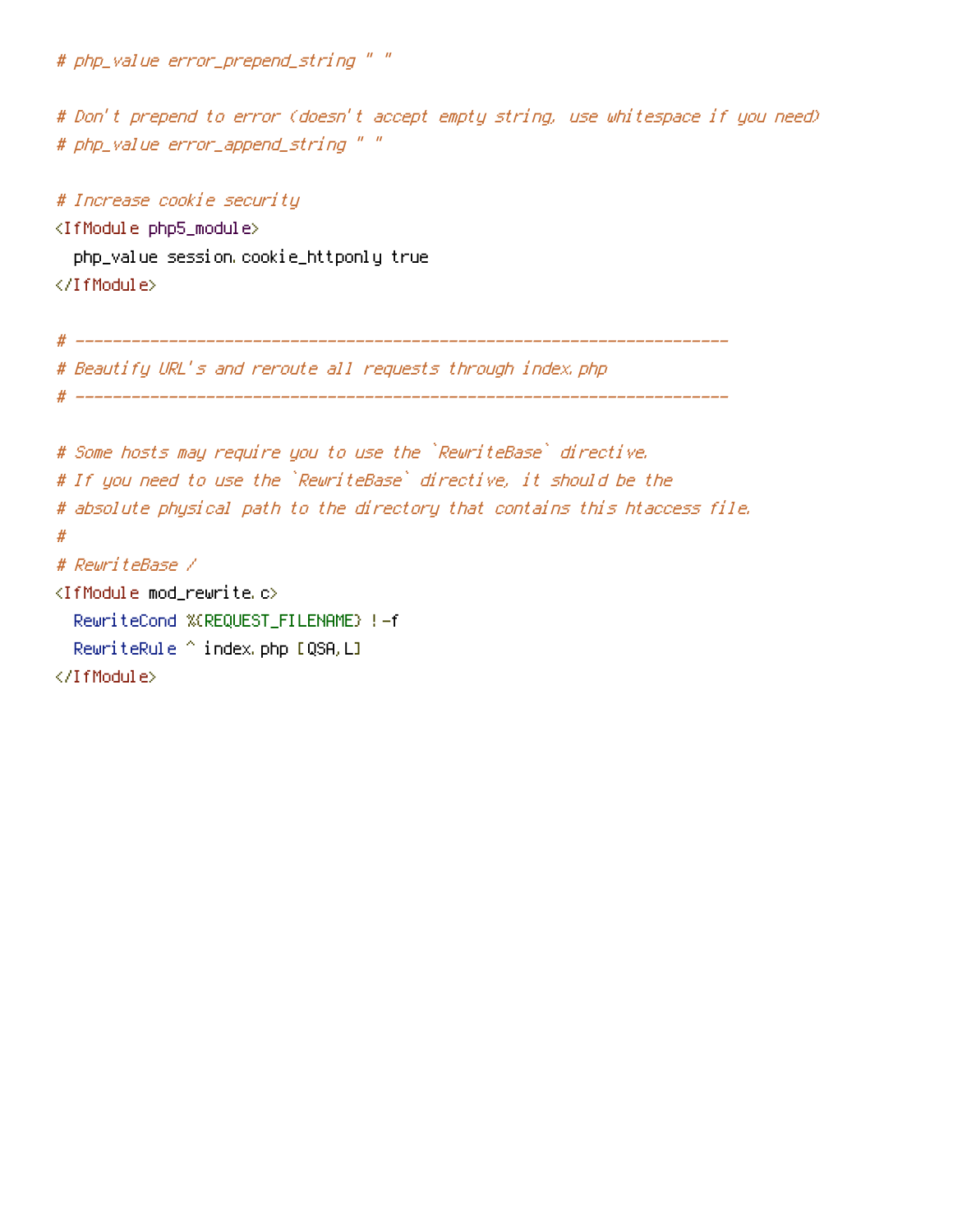```
# php_value error_prepend_string " "

# Don't prepend to error (doesn't accept empty string, use whitespace if you need)
# php_value error_append_string " "

# Increase cookie security
<IfModule php5_module>
  php_value session.cookie_httponly true
</IfModule>

# ----------------------------------------------------------------------
# Beautify URL's and reroute all requests through index.php
# ----------------------------------------------------------------------

# Some hosts may require you to use the `RewriteBase` directive.
# If you need to use the `RewriteBase` directive, it should be the
# absolute physical path to the directory that contains this htaccess file.
#
# RewriteBase /
<IfModule mod_rewrite.c>
  RewriteCond %{REQUEST_FILENAME} !-f
  RewriteRule ^ index.php [QSA,L]
</IfModule>
```